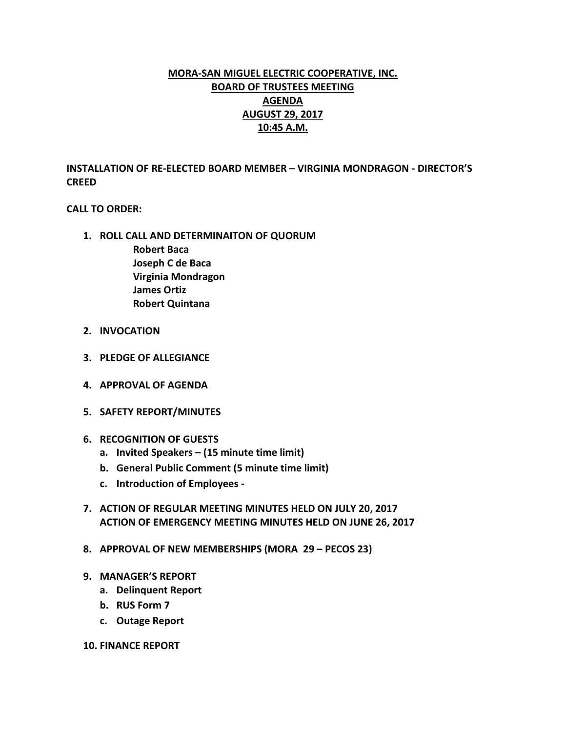# MORA-SAN MIGUEL ELECTRIC COOPERATIVE, INC.
## BOARD OF TRUSTEES MEETING
## AGENDA
## AUGUST 29, 2017
## 10:45 A.M.

**INSTALLATION OF RE-ELECTED BOARD MEMBER – VIRGINIA MONDRAGON - DIRECTOR'S CREED**

**CALL TO ORDER:**

1. **ROLL CALL AND DETERMINAITON OF QUORUM**
   - **Robert Baca**
   - **Joseph C de Baca**
   - **Virginia Mondragon**
   - **James Ortiz**
   - **Robert Quintana**

2. **INVOCATION**

3. **PLEDGE OF ALLEGIANCE**

4. **APPROVAL OF AGENDA**

5. **SAFETY REPORT/MINUTES**

6. **RECOGNITION OF GUESTS**
   - a. **Invited Speakers – (15 minute time limit)**
   - b. **General Public Comment (5 minute time limit)**
   - c. **Introduction of Employees -**

7. **ACTION OF REGULAR MEETING MINUTES HELD ON JULY 20, 2017**
   **ACTION OF EMERGENCY MEETING MINUTES HELD ON JUNE 26, 2017**

8. **APPROVAL OF NEW MEMBERSHIPS (MORA 29 – PECOS 23)**

9. **MANAGER'S REPORT**
   - a. **Delinquent Report**
   - b. **RUS Form 7**
   - c. **Outage Report**

10. **FINANCE REPORT**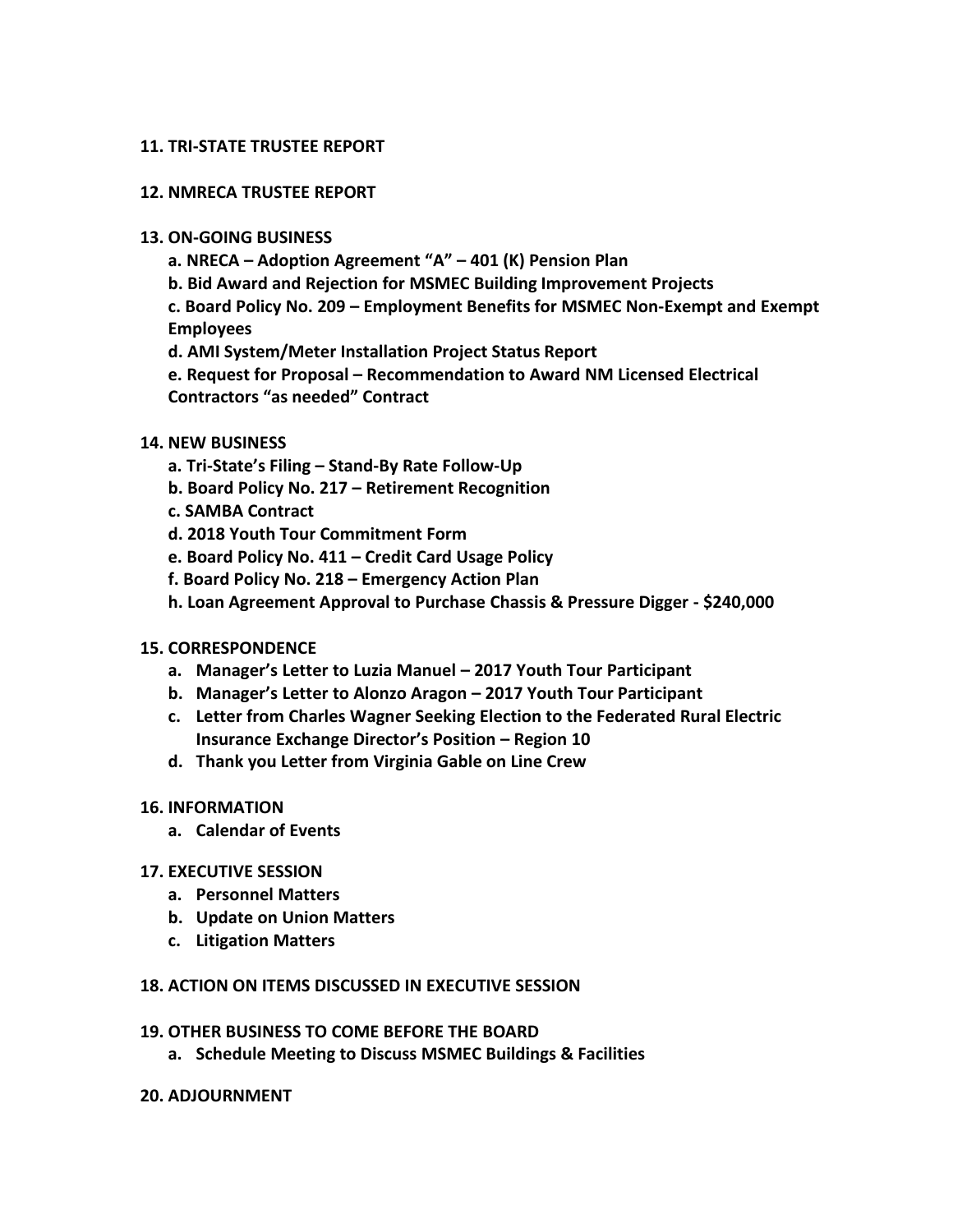**11. TRI-STATE TRUSTEE REPORT**

**12. NMRECA TRUSTEE REPORT**

**13. ON-GOING BUSINESS**

- **a. NRECA – Adoption Agreement "A" – 401 (K) Pension Plan**
- **b. Bid Award and Rejection for MSMEC Building Improvement Projects**
- **c. Board Policy No. 209 – Employment Benefits for MSMEC Non-Exempt and Exempt Employees**
- **d. AMI System/Meter Installation Project Status Report**
- **e. Request for Proposal – Recommendation to Award NM Licensed Electrical Contractors "as needed" Contract**

**14. NEW BUSINESS**

- **a. Tri-State's Filing – Stand-By Rate Follow-Up**
- **b. Board Policy No. 217 – Retirement Recognition**
- **c. SAMBA Contract**
- **d. 2018 Youth Tour Commitment Form**
- **e. Board Policy No. 411 – Credit Card Usage Policy**
- **f. Board Policy No. 218 – Emergency Action Plan**
- **h. Loan Agreement Approval to Purchase Chassis & Pressure Digger - $240,000**

**15. CORRESPONDENCE**

- **a. Manager's Letter to Luzia Manuel – 2017 Youth Tour Participant**
- **b. Manager's Letter to Alonzo Aragon – 2017 Youth Tour Participant**
- **c. Letter from Charles Wagner Seeking Election to the Federated Rural Electric Insurance Exchange Director's Position – Region 10**
- **d. Thank you Letter from Virginia Gable on Line Crew**

**16. INFORMATION**

- **a. Calendar of Events**

**17. EXECUTIVE SESSION**

- **a. Personnel Matters**
- **b. Update on Union Matters**
- **c. Litigation Matters**

**18. ACTION ON ITEMS DISCUSSED IN EXECUTIVE SESSION**

**19. OTHER BUSINESS TO COME BEFORE THE BOARD**

- **a. Schedule Meeting to Discuss MSMEC Buildings & Facilities**

**20. ADJOURNMENT**